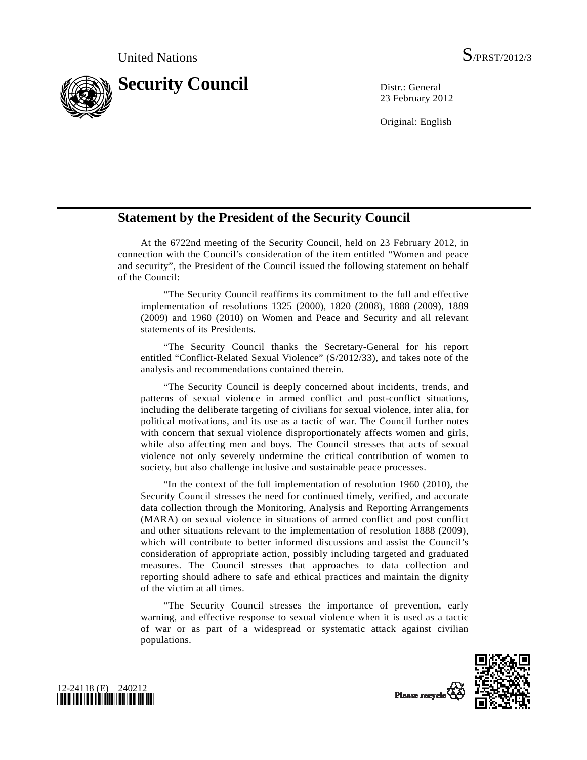United Nations S/PRST/2012/3

# Security Council

Distr.: General
23 February 2012

Original: English

## Statement by the President of the Security Council

At the 6722nd meeting of the Security Council, held on 23 February 2012, in connection with the Council's consideration of the item entitled "Women and peace and security", the President of the Council issued the following statement on behalf of the Council:

> "The Security Council reaffirms its commitment to the full and effective implementation of resolutions 1325 (2000), 1820 (2008), 1888 (2009), 1889 (2009) and 1960 (2010) on Women and Peace and Security and all relevant statements of its Presidents.
>
> "The Security Council thanks the Secretary-General for his report entitled "Conflict-Related Sexual Violence" (S/2012/33), and takes note of the analysis and recommendations contained therein.
>
> "The Security Council is deeply concerned about incidents, trends, and patterns of sexual violence in armed conflict and post-conflict situations, including the deliberate targeting of civilians for sexual violence, inter alia, for political motivations, and its use as a tactic of war. The Council further notes with concern that sexual violence disproportionately affects women and girls, while also affecting men and boys. The Council stresses that acts of sexual violence not only severely undermine the critical contribution of women to society, but also challenge inclusive and sustainable peace processes.
>
> "In the context of the full implementation of resolution 1960 (2010), the Security Council stresses the need for continued timely, verified, and accurate data collection through the Monitoring, Analysis and Reporting Arrangements (MARA) on sexual violence in situations of armed conflict and post conflict and other situations relevant to the implementation of resolution 1888 (2009), which will contribute to better informed discussions and assist the Council's consideration of appropriate action, possibly including targeted and graduated measures. The Council stresses that approaches to data collection and reporting should adhere to safe and ethical practices and maintain the dignity of the victim at all times.
>
> "The Security Council stresses the importance of prevention, early warning, and effective response to sexual violence when it is used as a tactic of war or as part of a widespread or systematic attack against civilian populations.

12-24118 (E) 240212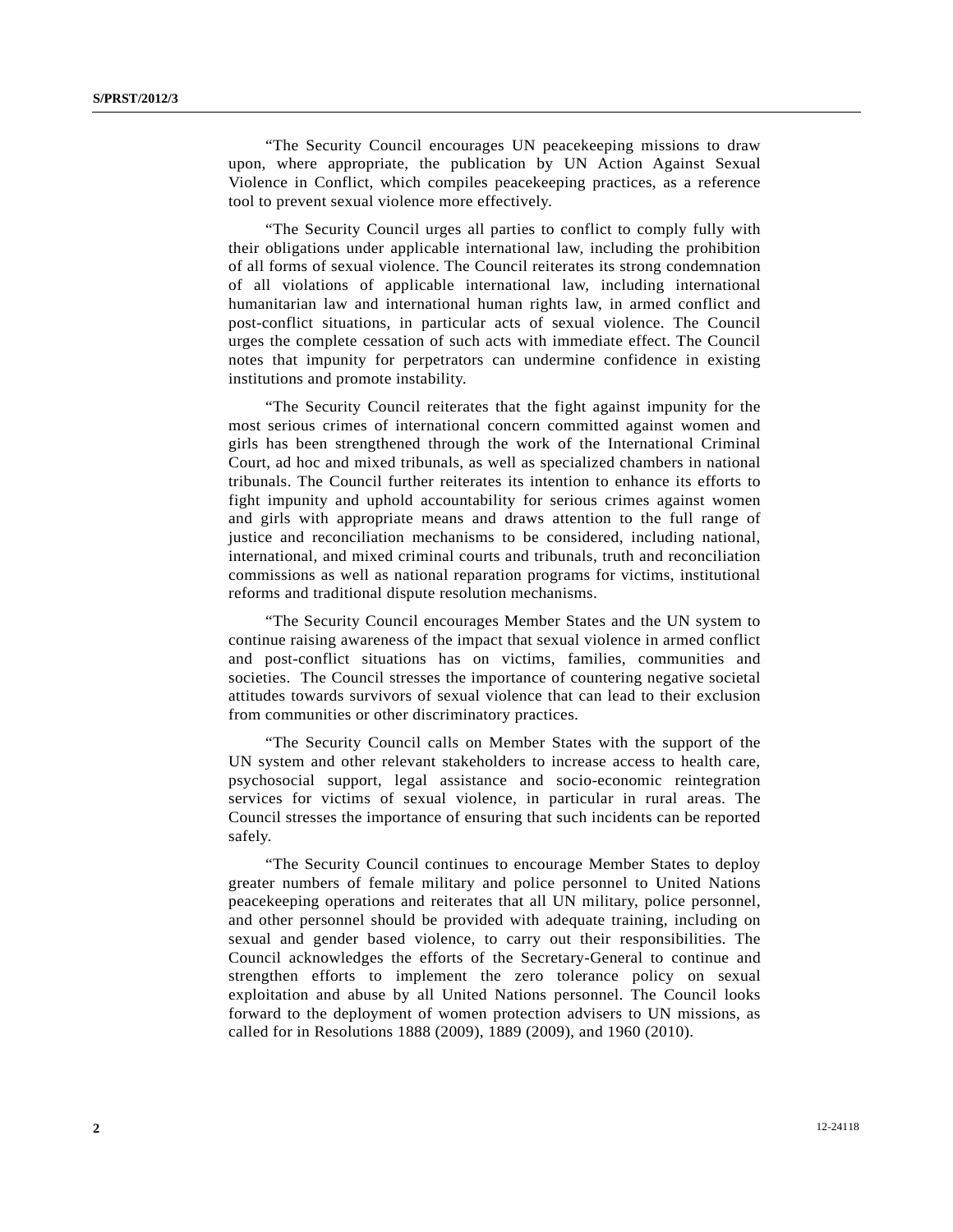"The Security Council encourages UN peacekeeping missions to draw upon, where appropriate, the publication by UN Action Against Sexual Violence in Conflict, which compiles peacekeeping practices, as a reference tool to prevent sexual violence more effectively.

"The Security Council urges all parties to conflict to comply fully with their obligations under applicable international law, including the prohibition of all forms of sexual violence. The Council reiterates its strong condemnation of all violations of applicable international law, including international humanitarian law and international human rights law, in armed conflict and post-conflict situations, in particular acts of sexual violence. The Council urges the complete cessation of such acts with immediate effect. The Council notes that impunity for perpetrators can undermine confidence in existing institutions and promote instability.

"The Security Council reiterates that the fight against impunity for the most serious crimes of international concern committed against women and girls has been strengthened through the work of the International Criminal Court, ad hoc and mixed tribunals, as well as specialized chambers in national tribunals. The Council further reiterates its intention to enhance its efforts to fight impunity and uphold accountability for serious crimes against women and girls with appropriate means and draws attention to the full range of justice and reconciliation mechanisms to be considered, including national, international, and mixed criminal courts and tribunals, truth and reconciliation commissions as well as national reparation programs for victims, institutional reforms and traditional dispute resolution mechanisms.

"The Security Council encourages Member States and the UN system to continue raising awareness of the impact that sexual violence in armed conflict and post-conflict situations has on victims, families, communities and societies. The Council stresses the importance of countering negative societal attitudes towards survivors of sexual violence that can lead to their exclusion from communities or other discriminatory practices.

"The Security Council calls on Member States with the support of the UN system and other relevant stakeholders to increase access to health care, psychosocial support, legal assistance and socio-economic reintegration services for victims of sexual violence, in particular in rural areas. The Council stresses the importance of ensuring that such incidents can be reported safely.

"The Security Council continues to encourage Member States to deploy greater numbers of female military and police personnel to United Nations peacekeeping operations and reiterates that all UN military, police personnel, and other personnel should be provided with adequate training, including on sexual and gender based violence, to carry out their responsibilities. The Council acknowledges the efforts of the Secretary-General to continue and strengthen efforts to implement the zero tolerance policy on sexual exploitation and abuse by all United Nations personnel. The Council looks forward to the deployment of women protection advisers to UN missions, as called for in Resolutions 1888 (2009), 1889 (2009), and 1960 (2010).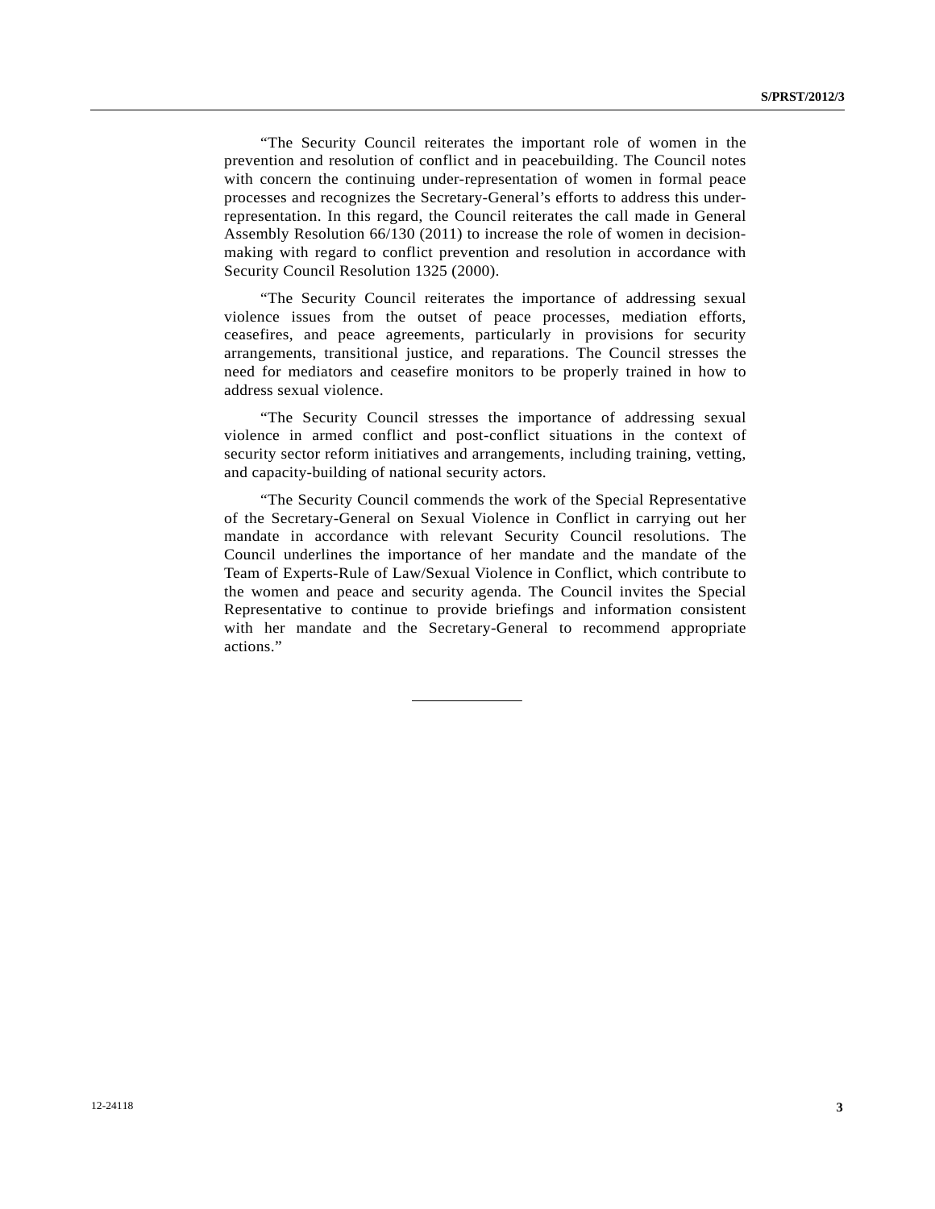"The Security Council reiterates the important role of women in the prevention and resolution of conflict and in peacebuilding. The Council notes with concern the continuing under-representation of women in formal peace processes and recognizes the Secretary-General's efforts to address this under-representation. In this regard, the Council reiterates the call made in General Assembly Resolution 66/130 (2011) to increase the role of women in decision-making with regard to conflict prevention and resolution in accordance with Security Council Resolution 1325 (2000).

"The Security Council reiterates the importance of addressing sexual violence issues from the outset of peace processes, mediation efforts, ceasefires, and peace agreements, particularly in provisions for security arrangements, transitional justice, and reparations. The Council stresses the need for mediators and ceasefire monitors to be properly trained in how to address sexual violence.

"The Security Council stresses the importance of addressing sexual violence in armed conflict and post-conflict situations in the context of security sector reform initiatives and arrangements, including training, vetting, and capacity-building of national security actors.

"The Security Council commends the work of the Special Representative of the Secretary-General on Sexual Violence in Conflict in carrying out her mandate in accordance with relevant Security Council resolutions. The Council underlines the importance of her mandate and the mandate of the Team of Experts-Rule of Law/Sexual Violence in Conflict, which contribute to the women and peace and security agenda. The Council invites the Special Representative to continue to provide briefings and information consistent with her mandate and the Secretary-General to recommend appropriate actions."

---